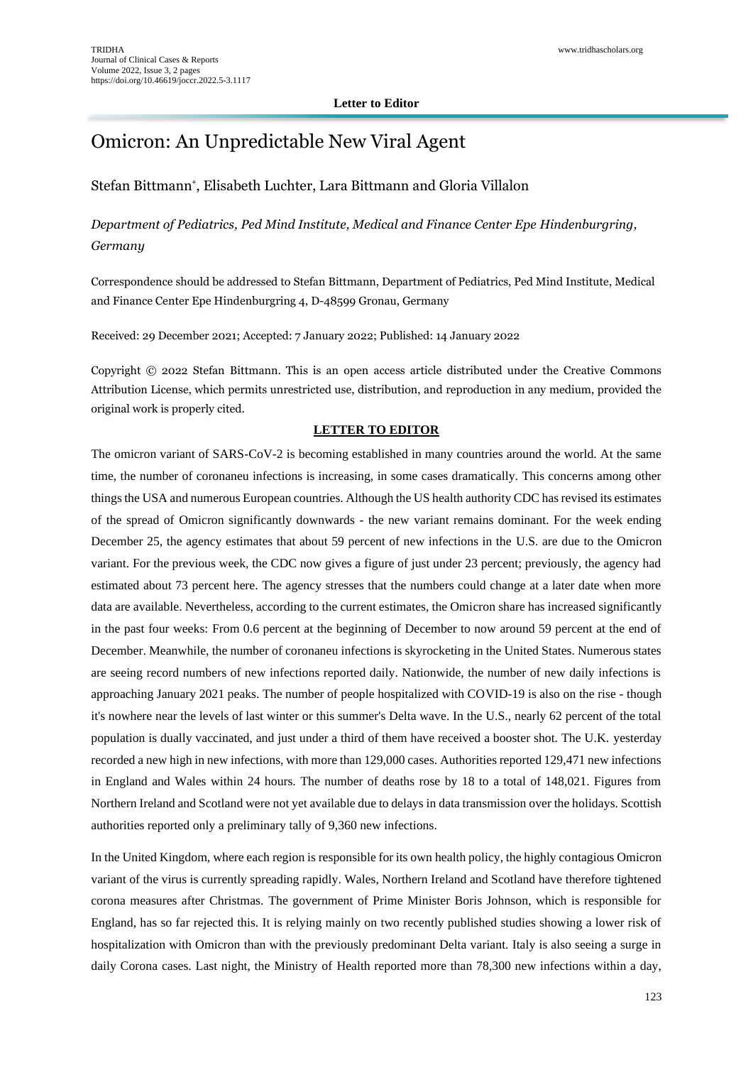**Letter to Editor**

# Omicron: An Unpredictable New Viral Agent

Stefan Bittmann*, Elisabeth Luchter, Lara Bittmann and Gloria Villalon

*Department of Pediatrics, Ped Mind Institute, Medical and Finance Center Epe Hindenburgring, Germany*

Correspondence should be addressed to Stefan Bittmann, Department of Pediatrics, Ped Mind Institute, Medical and Finance Center Epe Hindenburgring 4, D-48599 Gronau, Germany

Received: 29 December 2021; Accepted: 7 January 2022; Published: 14 January 2022

Copyright © 2022 Stefan Bittmann. This is an open access article distributed under the Creative Commons Attribution License, which permits unrestricted use, distribution, and reproduction in any medium, provided the original work is properly cited.

## LETTER TO EDITOR

The omicron variant of SARS-CoV-2 is becoming established in many countries around the world. At the same time, the number of coronaneu infections is increasing, in some cases dramatically. This concerns among other things the USA and numerous European countries. Although the US health authority CDC has revised its estimates of the spread of Omicron significantly downwards - the new variant remains dominant. For the week ending December 25, the agency estimates that about 59 percent of new infections in the U.S. are due to the Omicron variant. For the previous week, the CDC now gives a figure of just under 23 percent; previously, the agency had estimated about 73 percent here. The agency stresses that the numbers could change at a later date when more data are available. Nevertheless, according to the current estimates, the Omicron share has increased significantly in the past four weeks: From 0.6 percent at the beginning of December to now around 59 percent at the end of December. Meanwhile, the number of coronaneu infections is skyrocketing in the United States. Numerous states are seeing record numbers of new infections reported daily. Nationwide, the number of new daily infections is approaching January 2021 peaks. The number of people hospitalized with COVID-19 is also on the rise - though it's nowhere near the levels of last winter or this summer's Delta wave. In the U.S., nearly 62 percent of the total population is dually vaccinated, and just under a third of them have received a booster shot. The U.K. yesterday recorded a new high in new infections, with more than 129,000 cases. Authorities reported 129,471 new infections in England and Wales within 24 hours. The number of deaths rose by 18 to a total of 148,021. Figures from Northern Ireland and Scotland were not yet available due to delays in data transmission over the holidays. Scottish authorities reported only a preliminary tally of 9,360 new infections.

In the United Kingdom, where each region is responsible for its own health policy, the highly contagious Omicron variant of the virus is currently spreading rapidly. Wales, Northern Ireland and Scotland have therefore tightened corona measures after Christmas. The government of Prime Minister Boris Johnson, which is responsible for England, has so far rejected this. It is relying mainly on two recently published studies showing a lower risk of hospitalization with Omicron than with the previously predominant Delta variant. Italy is also seeing a surge in daily Corona cases. Last night, the Ministry of Health reported more than 78,300 new infections within a day,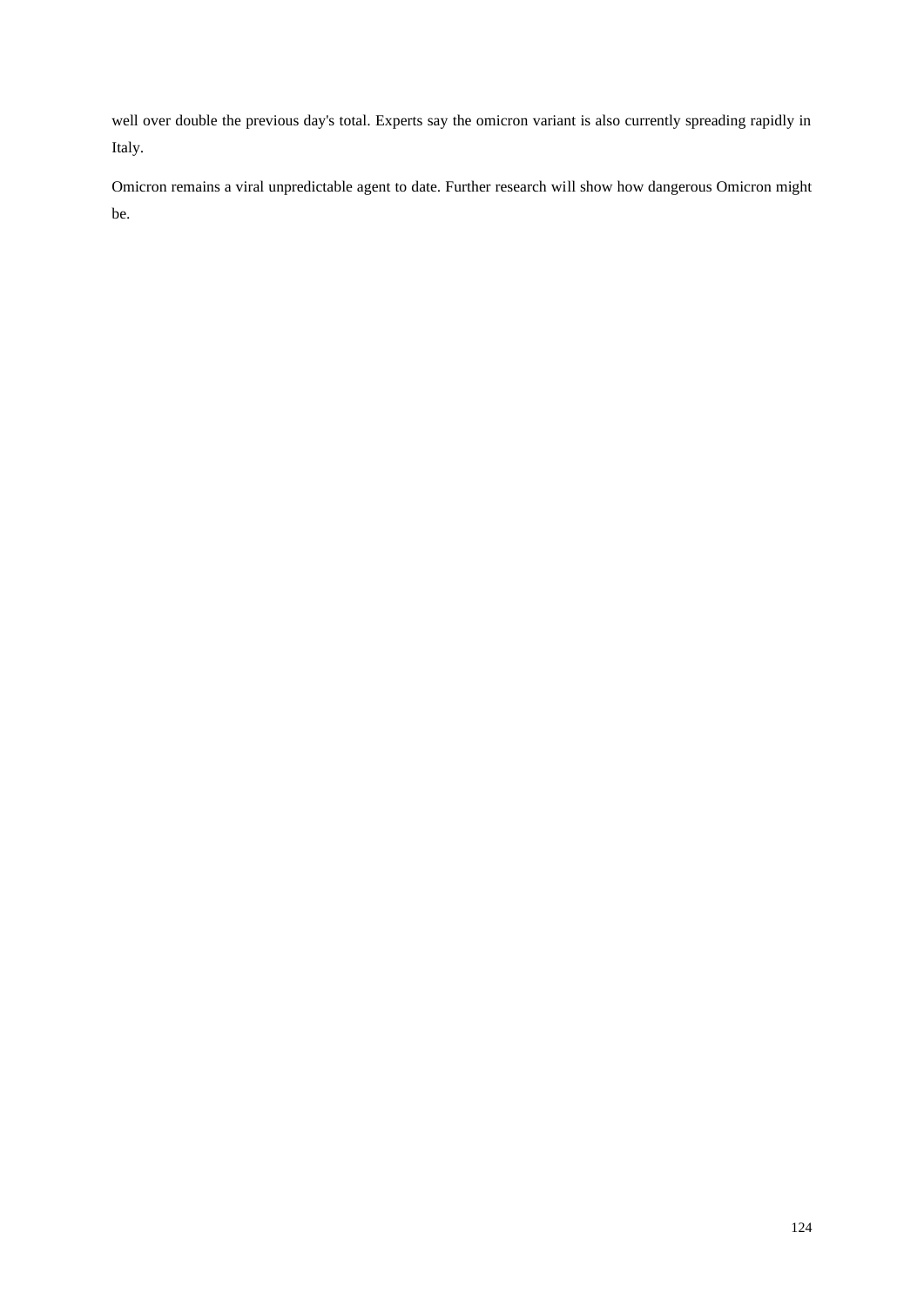well over double the previous day's total. Experts say the omicron variant is also currently spreading rapidly in Italy.

Omicron remains a viral unpredictable agent to date. Further research will show how dangerous Omicron might be.